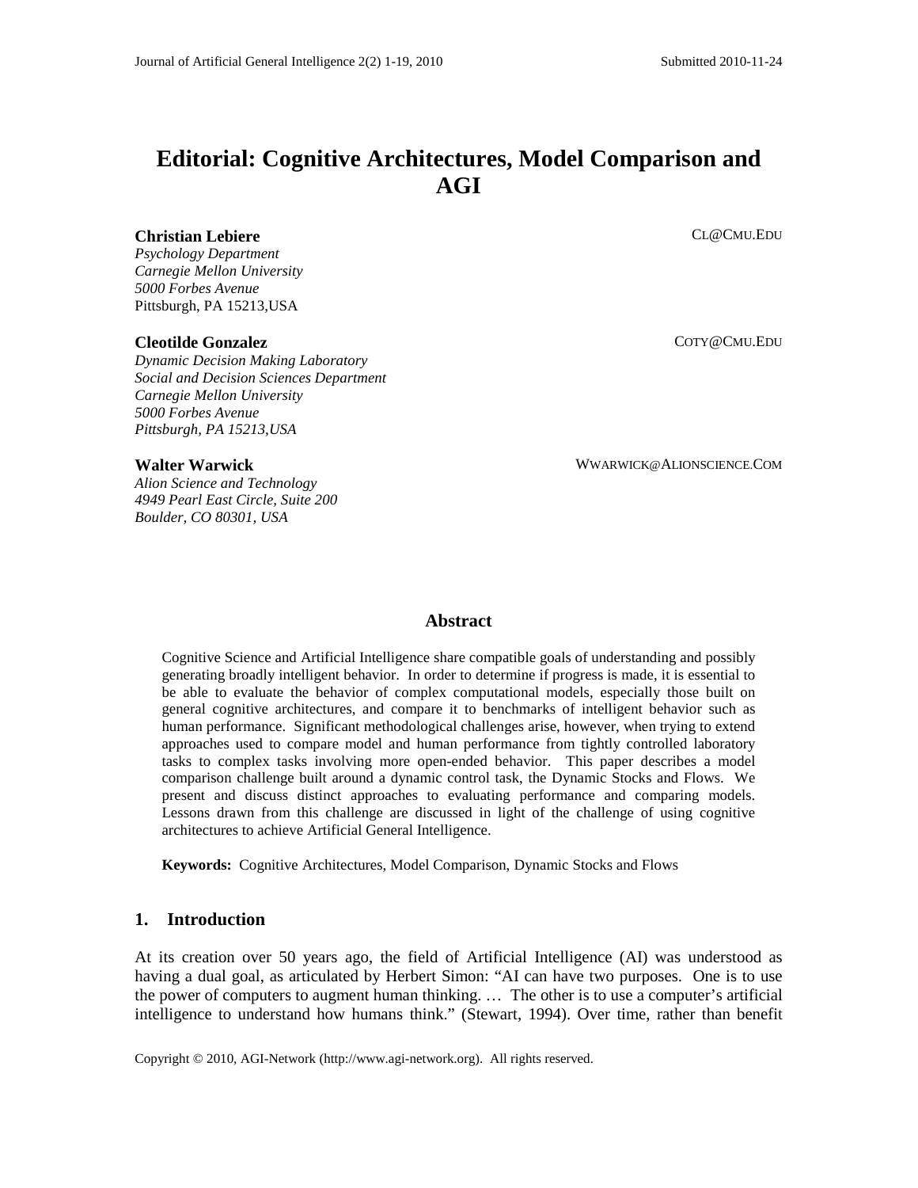# Editorial: Cognitive Architectures, Model Comparison and AGI

**Christian Lebiere** CL@CMU.EDU
*Psychology Department*
*Carnegie Mellon University*
*5000 Forbes Avenue*
Pittsburgh, PA 15213,USA

**Cleotilde Gonzalez** COTY@CMU.EDU
*Dynamic Decision Making Laboratory*
*Social and Decision Sciences Department*
*Carnegie Mellon University*
*5000 Forbes Avenue*
*Pittsburgh, PA 15213,USA*

**Walter Warwick** WWARWICK@ALIONSCIENCE.COM
*Alion Science and Technology*
*4949 Pearl East Circle, Suite 200*
*Boulder, CO 80301, USA*

## Abstract

Cognitive Science and Artificial Intelligence share compatible goals of understanding and possibly generating broadly intelligent behavior. In order to determine if progress is made, it is essential to be able to evaluate the behavior of complex computational models, especially those built on general cognitive architectures, and compare it to benchmarks of intelligent behavior such as human performance. Significant methodological challenges arise, however, when trying to extend approaches used to compare model and human performance from tightly controlled laboratory tasks to complex tasks involving more open-ended behavior. This paper describes a model comparison challenge built around a dynamic control task, the Dynamic Stocks and Flows. We present and discuss distinct approaches to evaluating performance and comparing models. Lessons drawn from this challenge are discussed in light of the challenge of using cognitive architectures to achieve Artificial General Intelligence.

**Keywords:** Cognitive Architectures, Model Comparison, Dynamic Stocks and Flows

## 1. Introduction

At its creation over 50 years ago, the field of Artificial Intelligence (AI) was understood as having a dual goal, as articulated by Herbert Simon: "AI can have two purposes. One is to use the power of computers to augment human thinking. … The other is to use a computer's artificial intelligence to understand how humans think." (Stewart, 1994). Over time, rather than benefit

Copyright © 2010, AGI-Network (http://www.agi-network.org). All rights reserved.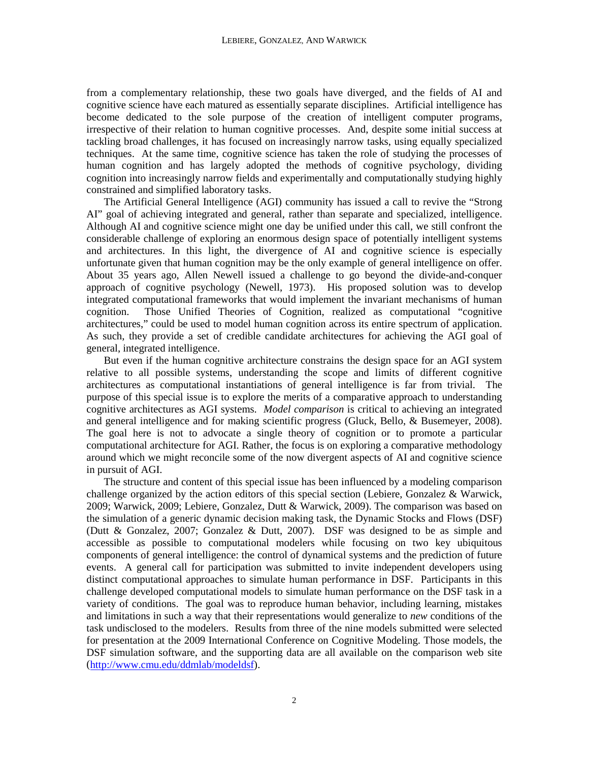from a complementary relationship, these two goals have diverged, and the fields of AI and cognitive science have each matured as essentially separate disciplines. Artificial intelligence has become dedicated to the sole purpose of the creation of intelligent computer programs, irrespective of their relation to human cognitive processes. And, despite some initial success at tackling broad challenges, it has focused on increasingly narrow tasks, using equally specialized techniques. At the same time, cognitive science has taken the role of studying the processes of human cognition and has largely adopted the methods of cognitive psychology, dividing cognition into increasingly narrow fields and experimentally and computationally studying highly constrained and simplified laboratory tasks.

The Artificial General Intelligence (AGI) community has issued a call to revive the "Strong AI" goal of achieving integrated and general, rather than separate and specialized, intelligence. Although AI and cognitive science might one day be unified under this call, we still confront the considerable challenge of exploring an enormous design space of potentially intelligent systems and architectures. In this light, the divergence of AI and cognitive science is especially unfortunate given that human cognition may be the only example of general intelligence on offer. About 35 years ago, Allen Newell issued a challenge to go beyond the divide-and-conquer approach of cognitive psychology (Newell, 1973). His proposed solution was to develop integrated computational frameworks that would implement the invariant mechanisms of human cognition. Those Unified Theories of Cognition, realized as computational "cognitive architectures," could be used to model human cognition across its entire spectrum of application. As such, they provide a set of credible candidate architectures for achieving the AGI goal of general, integrated intelligence.

But even if the human cognitive architecture constrains the design space for an AGI system relative to all possible systems, understanding the scope and limits of different cognitive architectures as computational instantiations of general intelligence is far from trivial. The purpose of this special issue is to explore the merits of a comparative approach to understanding cognitive architectures as AGI systems. *Model comparison* is critical to achieving an integrated and general intelligence and for making scientific progress (Gluck, Bello, & Busemeyer, 2008). The goal here is not to advocate a single theory of cognition or to promote a particular computational architecture for AGI. Rather, the focus is on exploring a comparative methodology around which we might reconcile some of the now divergent aspects of AI and cognitive science in pursuit of AGI.

The structure and content of this special issue has been influenced by a modeling comparison challenge organized by the action editors of this special section (Lebiere, Gonzalez & Warwick, 2009; Warwick, 2009; Lebiere, Gonzalez, Dutt & Warwick, 2009). The comparison was based on the simulation of a generic dynamic decision making task, the Dynamic Stocks and Flows (DSF) (Dutt & Gonzalez, 2007; Gonzalez & Dutt, 2007). DSF was designed to be as simple and accessible as possible to computational modelers while focusing on two key ubiquitous components of general intelligence: the control of dynamical systems and the prediction of future events. A general call for participation was submitted to invite independent developers using distinct computational approaches to simulate human performance in DSF. Participants in this challenge developed computational models to simulate human performance on the DSF task in a variety of conditions. The goal was to reproduce human behavior, including learning, mistakes and limitations in such a way that their representations would generalize to *new* conditions of the task undisclosed to the modelers. Results from three of the nine models submitted were selected for presentation at the 2009 International Conference on Cognitive Modeling. Those models, the DSF simulation software, and the supporting data are all available on the comparison web site (http://www.cmu.edu/ddmlab/modeldsf).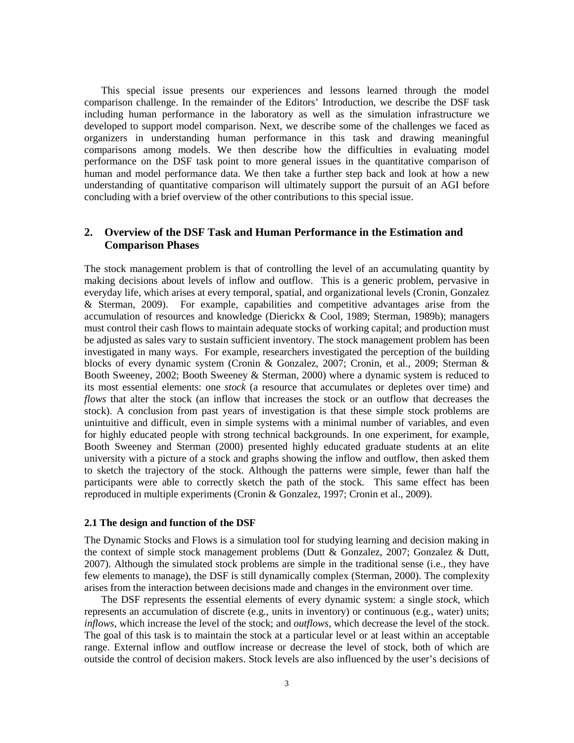This special issue presents our experiences and lessons learned through the model comparison challenge. In the remainder of the Editors' Introduction, we describe the DSF task including human performance in the laboratory as well as the simulation infrastructure we developed to support model comparison. Next, we describe some of the challenges we faced as organizers in understanding human performance in this task and drawing meaningful comparisons among models. We then describe how the difficulties in evaluating model performance on the DSF task point to more general issues in the quantitative comparison of human and model performance data. We then take a further step back and look at how a new understanding of quantitative comparison will ultimately support the pursuit of an AGI before concluding with a brief overview of the other contributions to this special issue.

## 2. Overview of the DSF Task and Human Performance in the Estimation and Comparison Phases

The stock management problem is that of controlling the level of an accumulating quantity by making decisions about levels of inflow and outflow. This is a generic problem, pervasive in everyday life, which arises at every temporal, spatial, and organizational levels (Cronin, Gonzalez & Sterman, 2009). For example, capabilities and competitive advantages arise from the accumulation of resources and knowledge (Dierickx & Cool, 1989; Sterman, 1989b); managers must control their cash flows to maintain adequate stocks of working capital; and production must be adjusted as sales vary to sustain sufficient inventory. The stock management problem has been investigated in many ways. For example, researchers investigated the perception of the building blocks of every dynamic system (Cronin & Gonzalez, 2007; Cronin, et al., 2009; Sterman & Booth Sweeney, 2002; Booth Sweeney & Sterman, 2000) where a dynamic system is reduced to its most essential elements: one *stock* (a resource that accumulates or depletes over time) and *flows* that alter the stock (an inflow that increases the stock or an outflow that decreases the stock). A conclusion from past years of investigation is that these simple stock problems are unintuitive and difficult, even in simple systems with a minimal number of variables, and even for highly educated people with strong technical backgrounds. In one experiment, for example, Booth Sweeney and Sterman (2000) presented highly educated graduate students at an elite university with a picture of a stock and graphs showing the inflow and outflow, then asked them to sketch the trajectory of the stock. Although the patterns were simple, fewer than half the participants were able to correctly sketch the path of the stock. This same effect has been reproduced in multiple experiments (Cronin & Gonzalez, 1997; Cronin et al., 2009).

### 2.1 The design and function of the DSF

The Dynamic Stocks and Flows is a simulation tool for studying learning and decision making in the context of simple stock management problems (Dutt & Gonzalez, 2007; Gonzalez & Dutt, 2007). Although the simulated stock problems are simple in the traditional sense (i.e., they have few elements to manage), the DSF is still dynamically complex (Sterman, 2000). The complexity arises from the interaction between decisions made and changes in the environment over time.

The DSF represents the essential elements of every dynamic system: a single *stock*, which represents an accumulation of discrete (e.g., units in inventory) or continuous (e.g., water) units; *inflows*, which increase the level of the stock; and *outflows*, which decrease the level of the stock. The goal of this task is to maintain the stock at a particular level or at least within an acceptable range. External inflow and outflow increase or decrease the level of stock, both of which are outside the control of decision makers. Stock levels are also influenced by the user's decisions of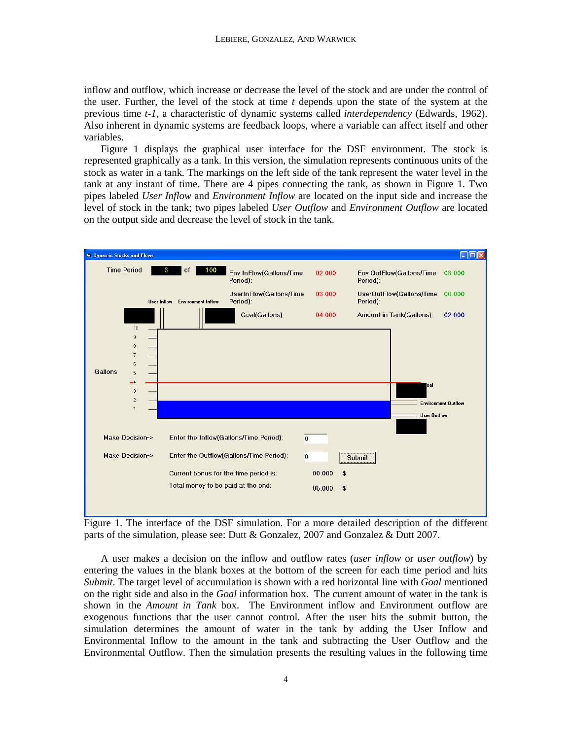inflow and outflow, which increase or decrease the level of the stock and are under the control of the user. Further, the level of the stock at time *t* depends upon the state of the system at the previous time *t-1*, a characteristic of dynamic systems called *interdependency* (Edwards, 1962). Also inherent in dynamic systems are feedback loops, where a variable can affect itself and other variables.

Figure 1 displays the graphical user interface for the DSF environment. The stock is represented graphically as a tank. In this version, the simulation represents continuous units of the stock as water in a tank. The markings on the left side of the tank represent the water level in the tank at any instant of time. There are 4 pipes connecting the tank, as shown in Figure 1. Two pipes labeled *User Inflow* and *Environment Inflow* are located on the input side and increase the level of stock in the tank; two pipes labeled *User Outflow* and *Environment Outflow* are located on the output side and decrease the level of stock in the tank.

Figure 1. The interface of the DSF simulation. For a more detailed description of the different parts of the simulation, please see: Dutt & Gonzalez, 2007 and Gonzalez & Dutt 2007.

A user makes a decision on the inflow and outflow rates (*user inflow* or *user outflow*) by entering the values in the blank boxes at the bottom of the screen for each time period and hits *Submit*. The target level of accumulation is shown with a red horizontal line with *Goal* mentioned on the right side and also in the *Goal* information box. The current amount of water in the tank is shown in the *Amount in Tank* box. The Environment inflow and Environment outflow are exogenous functions that the user cannot control. After the user hits the submit button, the simulation determines the amount of water in the tank by adding the User Inflow and Environmental Inflow to the amount in the tank and subtracting the User Outflow and the Environmental Outflow. Then the simulation presents the resulting values in the following time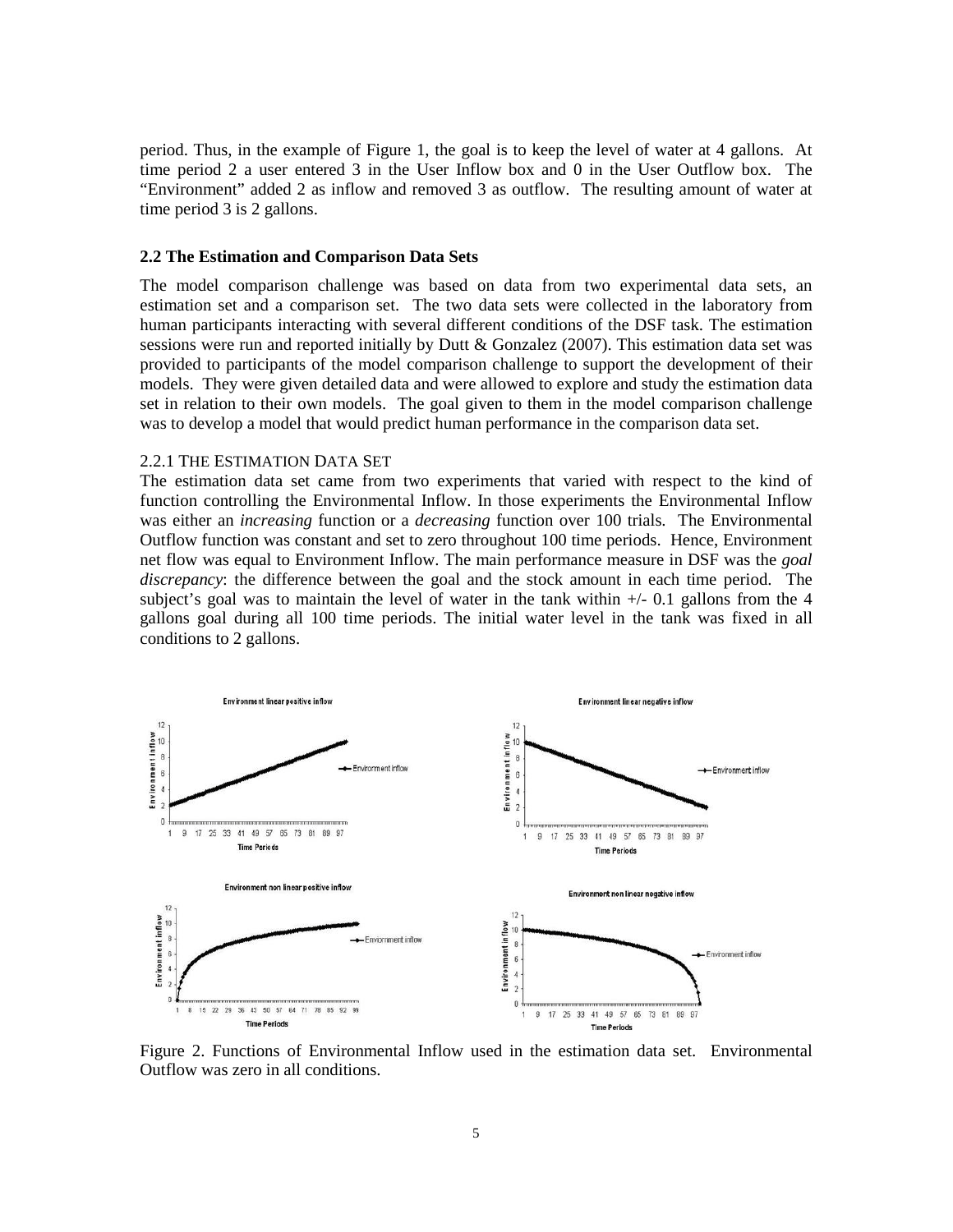period. Thus, in the example of Figure 1, the goal is to keep the level of water at 4 gallons. At time period 2 a user entered 3 in the User Inflow box and 0 in the User Outflow box. The "Environment" added 2 as inflow and removed 3 as outflow. The resulting amount of water at time period 3 is 2 gallons.

### 2.2 The Estimation and Comparison Data Sets

The model comparison challenge was based on data from two experimental data sets, an estimation set and a comparison set. The two data sets were collected in the laboratory from human participants interacting with several different conditions of the DSF task. The estimation sessions were run and reported initially by Dutt & Gonzalez (2007). This estimation data set was provided to participants of the model comparison challenge to support the development of their models. They were given detailed data and were allowed to explore and study the estimation data set in relation to their own models. The goal given to them in the model comparison challenge was to develop a model that would predict human performance in the comparison data set.

#### 2.2.1 The Estimation Data Set

The estimation data set came from two experiments that varied with respect to the kind of function controlling the Environmental Inflow. In those experiments the Environmental Inflow was either an *increasing* function or a *decreasing* function over 100 trials. The Environmental Outflow function was constant and set to zero throughout 100 time periods. Hence, Environment net flow was equal to Environment Inflow. The main performance measure in DSF was the *goal discrepancy*: the difference between the goal and the stock amount in each time period. The subject's goal was to maintain the level of water in the tank within +/- 0.1 gallons from the 4 gallons goal during all 100 time periods. The initial water level in the tank was fixed in all conditions to 2 gallons.

Figure 2. Functions of Environmental Inflow used in the estimation data set. Environmental Outflow was zero in all conditions.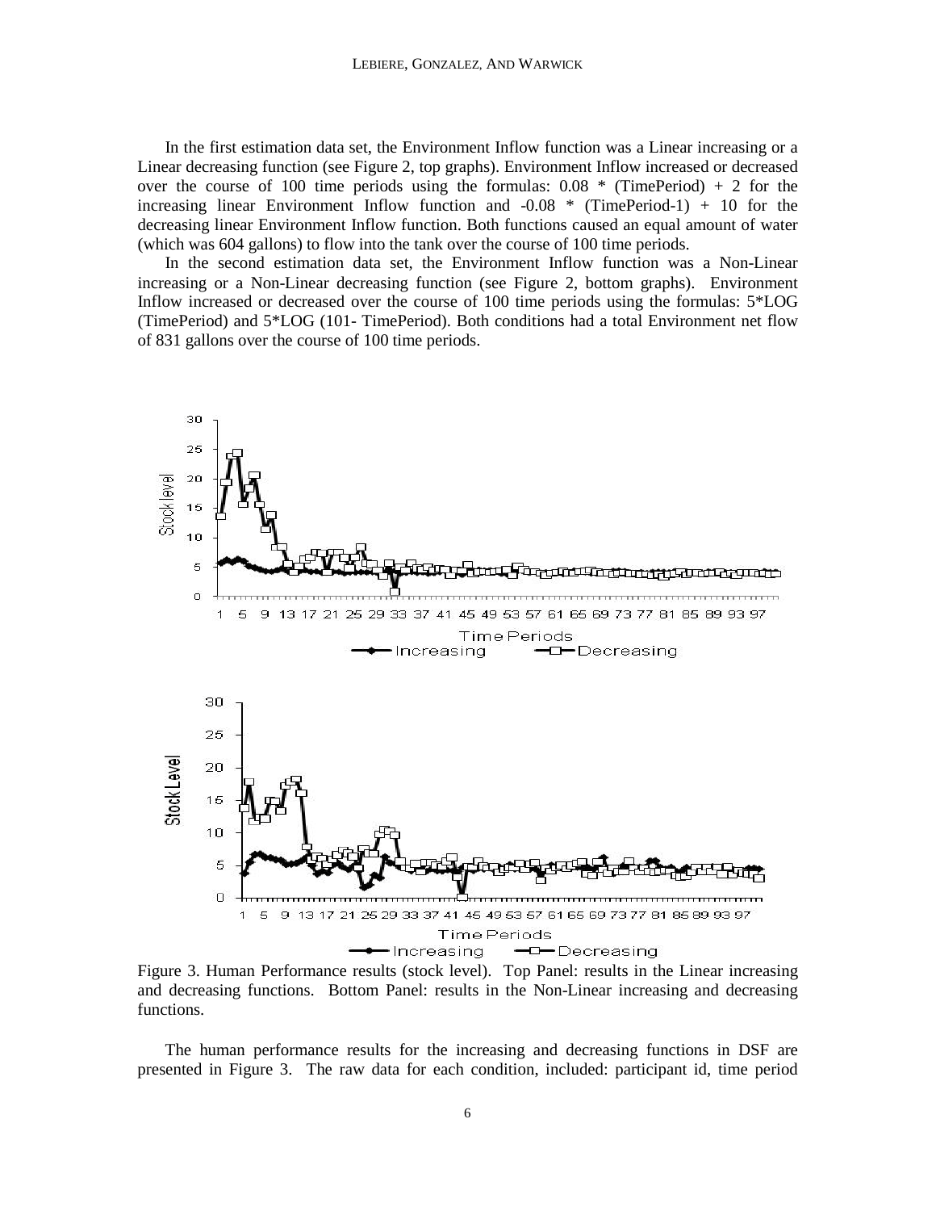In the first estimation data set, the Environment Inflow function was a Linear increasing or a Linear decreasing function (see Figure 2, top graphs). Environment Inflow increased or decreased over the course of 100 time periods using the formulas: 0.08 * (TimePeriod) + 2 for the increasing linear Environment Inflow function and -0.08 * (TimePeriod-1) + 10 for the decreasing linear Environment Inflow function. Both functions caused an equal amount of water (which was 604 gallons) to flow into the tank over the course of 100 time periods.

In the second estimation data set, the Environment Inflow function was a Non-Linear increasing or a Non-Linear decreasing function (see Figure 2, bottom graphs). Environment Inflow increased or decreased over the course of 100 time periods using the formulas: 5*LOG (TimePeriod) and 5*LOG (101- TimePeriod). Both conditions had a total Environment net flow of 831 gallons over the course of 100 time periods.

Figure 3. Human Performance results (stock level). Top Panel: results in the Linear increasing and decreasing functions. Bottom Panel: results in the Non-Linear increasing and decreasing functions.

The human performance results for the increasing and decreasing functions in DSF are presented in Figure 3. The raw data for each condition, included: participant id, time period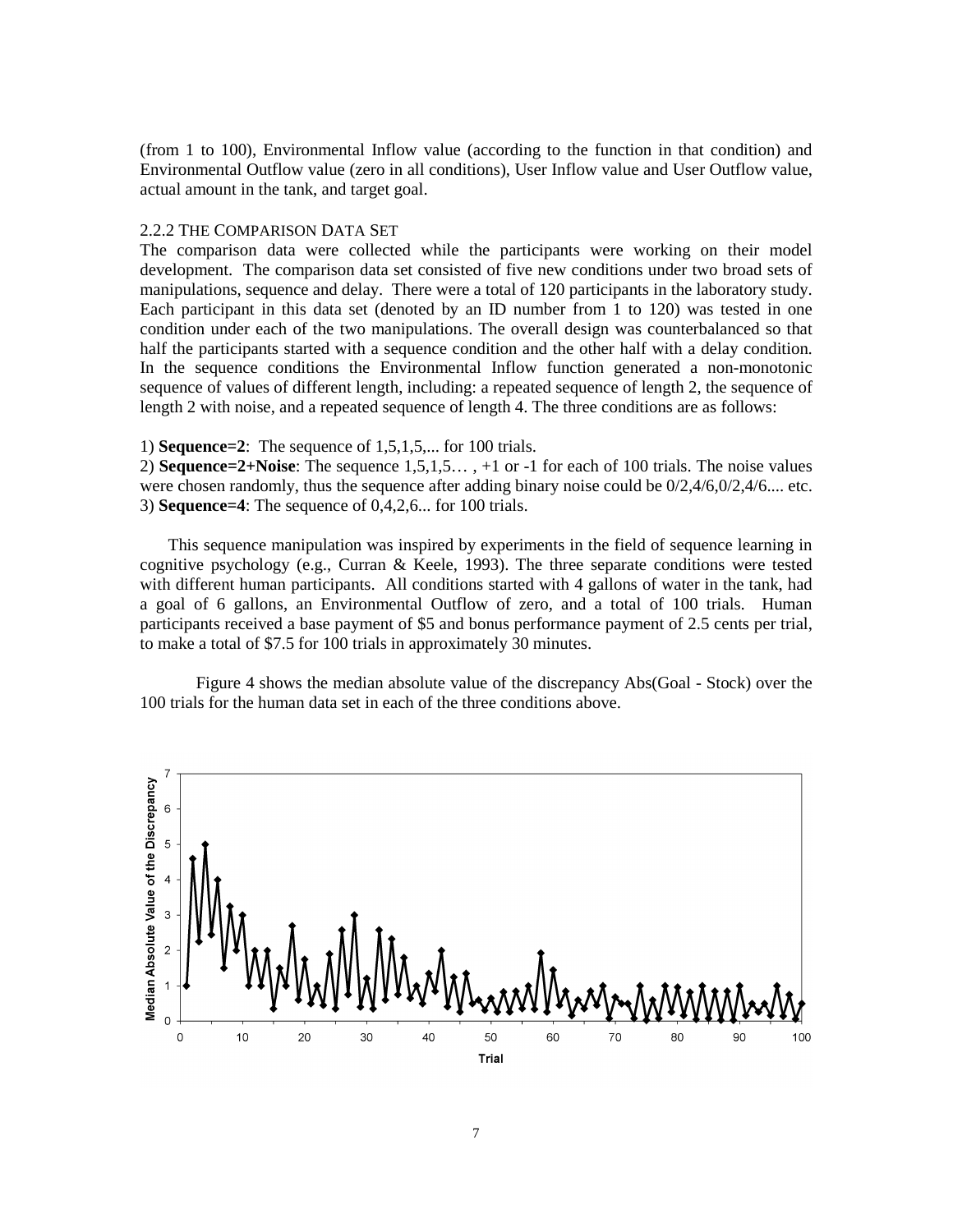(from 1 to 100), Environmental Inflow value (according to the function in that condition) and Environmental Outflow value (zero in all conditions), User Inflow value and User Outflow value, actual amount in the tank, and target goal.

### 2.2.2 The Comparison Data Set

The comparison data were collected while the participants were working on their model development. The comparison data set consisted of five new conditions under two broad sets of manipulations, sequence and delay. There were a total of 120 participants in the laboratory study. Each participant in this data set (denoted by an ID number from 1 to 120) was tested in one condition under each of the two manipulations. The overall design was counterbalanced so that half the participants started with a sequence condition and the other half with a delay condition. In the sequence conditions the Environmental Inflow function generated a non-monotonic sequence of values of different length, including: a repeated sequence of length 2, the sequence of length 2 with noise, and a repeated sequence of length 4. The three conditions are as follows:

1) **Sequence=2**: The sequence of 1,5,1,5,... for 100 trials.
2) **Sequence=2+Noise**: The sequence 1,5,1,5… , +1 or -1 for each of 100 trials. The noise values were chosen randomly, thus the sequence after adding binary noise could be 0/2,4/6,0/2,4/6.... etc.
3) **Sequence=4**: The sequence of 0,4,2,6... for 100 trials.

This sequence manipulation was inspired by experiments in the field of sequence learning in cognitive psychology (e.g., Curran & Keele, 1993). The three separate conditions were tested with different human participants. All conditions started with 4 gallons of water in the tank, had a goal of 6 gallons, an Environmental Outflow of zero, and a total of 100 trials. Human participants received a base payment of $5 and bonus performance payment of 2.5 cents per trial, to make a total of $7.5 for 100 trials in approximately 30 minutes.

Figure 4 shows the median absolute value of the discrepancy Abs(Goal - Stock) over the 100 trials for the human data set in each of the three conditions above.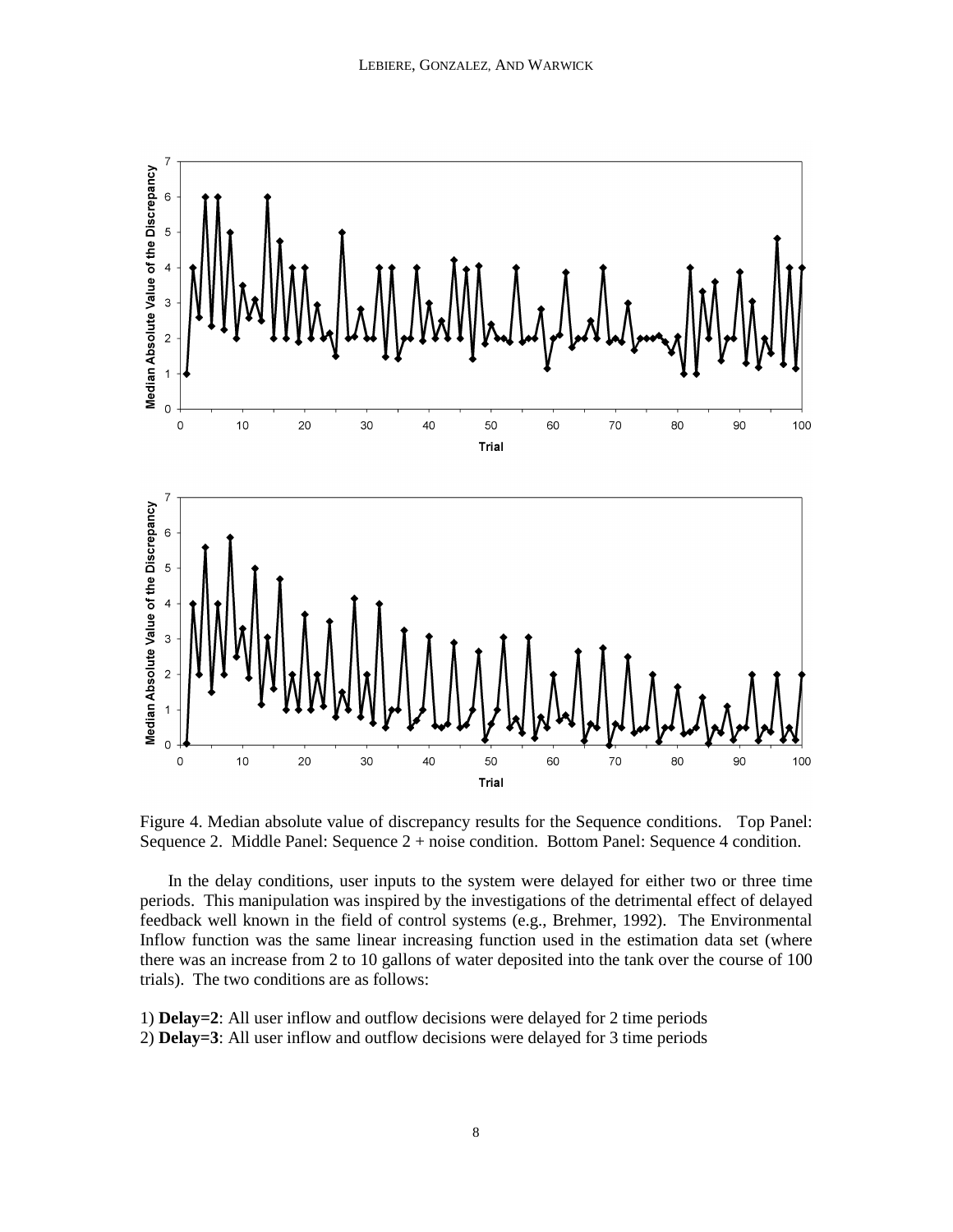Figure 4. Median absolute value of discrepancy results for the Sequence conditions. Top Panel: Sequence 2. Middle Panel: Sequence 2 + noise condition. Bottom Panel: Sequence 4 condition.

In the delay conditions, user inputs to the system were delayed for either two or three time periods. This manipulation was inspired by the investigations of the detrimental effect of delayed feedback well known in the field of control systems (e.g., Brehmer, 1992). The Environmental Inflow function was the same linear increasing function used in the estimation data set (where there was an increase from 2 to 10 gallons of water deposited into the tank over the course of 100 trials). The two conditions are as follows:

1) **Delay=2**: All user inflow and outflow decisions were delayed for 2 time periods
2) **Delay=3**: All user inflow and outflow decisions were delayed for 3 time periods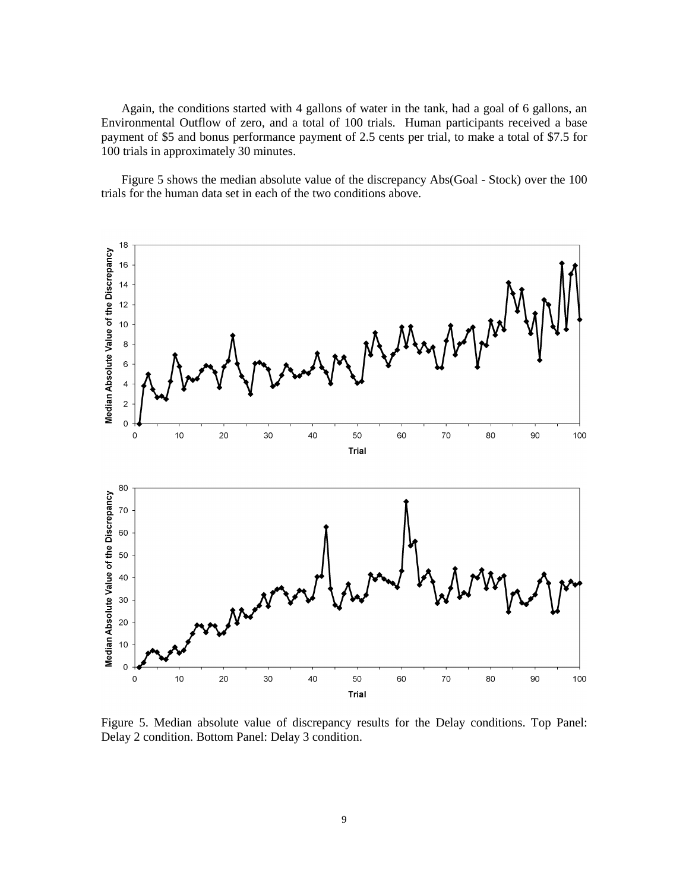Again, the conditions started with 4 gallons of water in the tank, had a goal of 6 gallons, an Environmental Outflow of zero, and a total of 100 trials. Human participants received a base payment of $5 and bonus performance payment of 2.5 cents per trial, to make a total of $7.5 for 100 trials in approximately 30 minutes.

Figure 5 shows the median absolute value of the discrepancy Abs(Goal - Stock) over the 100 trials for the human data set in each of the two conditions above.

Figure 5. Median absolute value of discrepancy results for the Delay conditions. Top Panel: Delay 2 condition. Bottom Panel: Delay 3 condition.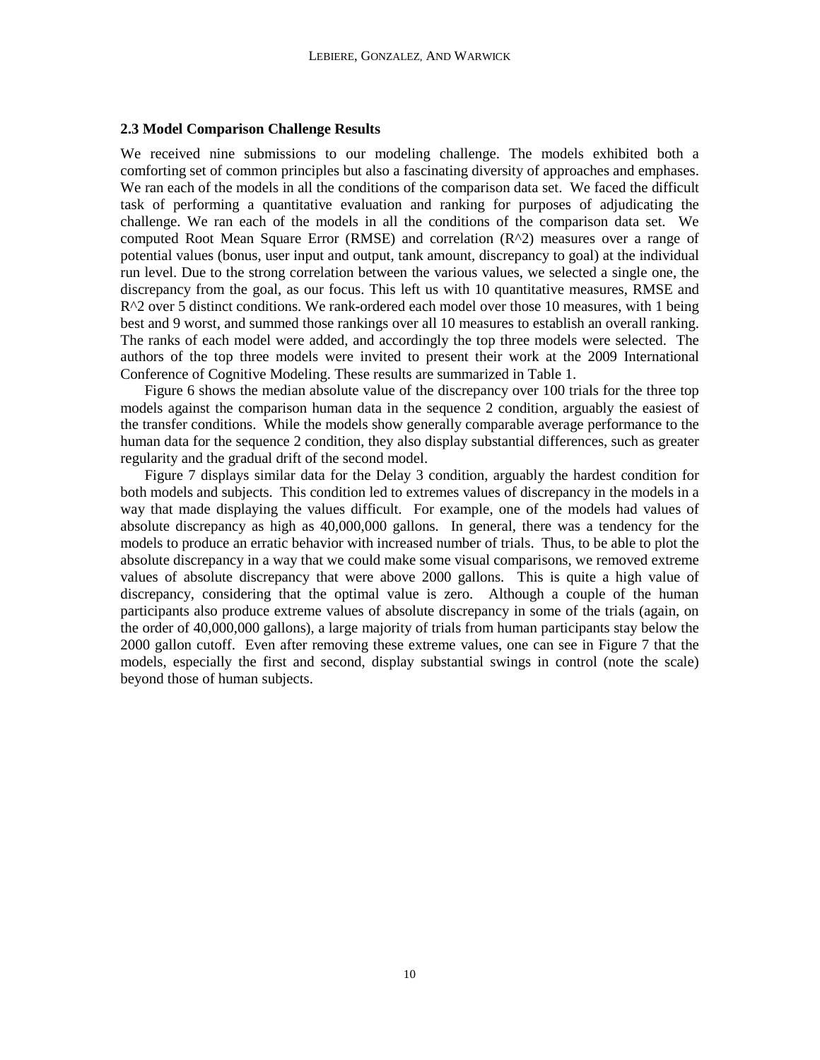### 2.3 Model Comparison Challenge Results

We received nine submissions to our modeling challenge. The models exhibited both a comforting set of common principles but also a fascinating diversity of approaches and emphases. We ran each of the models in all the conditions of the comparison data set. We faced the difficult task of performing a quantitative evaluation and ranking for purposes of adjudicating the challenge. We ran each of the models in all the conditions of the comparison data set. We computed Root Mean Square Error (RMSE) and correlation (R^2) measures over a range of potential values (bonus, user input and output, tank amount, discrepancy to goal) at the individual run level. Due to the strong correlation between the various values, we selected a single one, the discrepancy from the goal, as our focus. This left us with 10 quantitative measures, RMSE and R^2 over 5 distinct conditions. We rank-ordered each model over those 10 measures, with 1 being best and 9 worst, and summed those rankings over all 10 measures to establish an overall ranking. The ranks of each model were added, and accordingly the top three models were selected. The authors of the top three models were invited to present their work at the 2009 International Conference of Cognitive Modeling. These results are summarized in Table 1.

Figure 6 shows the median absolute value of the discrepancy over 100 trials for the three top models against the comparison human data in the sequence 2 condition, arguably the easiest of the transfer conditions. While the models show generally comparable average performance to the human data for the sequence 2 condition, they also display substantial differences, such as greater regularity and the gradual drift of the second model.

Figure 7 displays similar data for the Delay 3 condition, arguably the hardest condition for both models and subjects. This condition led to extremes values of discrepancy in the models in a way that made displaying the values difficult. For example, one of the models had values of absolute discrepancy as high as 40,000,000 gallons. In general, there was a tendency for the models to produce an erratic behavior with increased number of trials. Thus, to be able to plot the absolute discrepancy in a way that we could make some visual comparisons, we removed extreme values of absolute discrepancy that were above 2000 gallons. This is quite a high value of discrepancy, considering that the optimal value is zero. Although a couple of the human participants also produce extreme values of absolute discrepancy in some of the trials (again, on the order of 40,000,000 gallons), a large majority of trials from human participants stay below the 2000 gallon cutoff. Even after removing these extreme values, one can see in Figure 7 that the models, especially the first and second, display substantial swings in control (note the scale) beyond those of human subjects.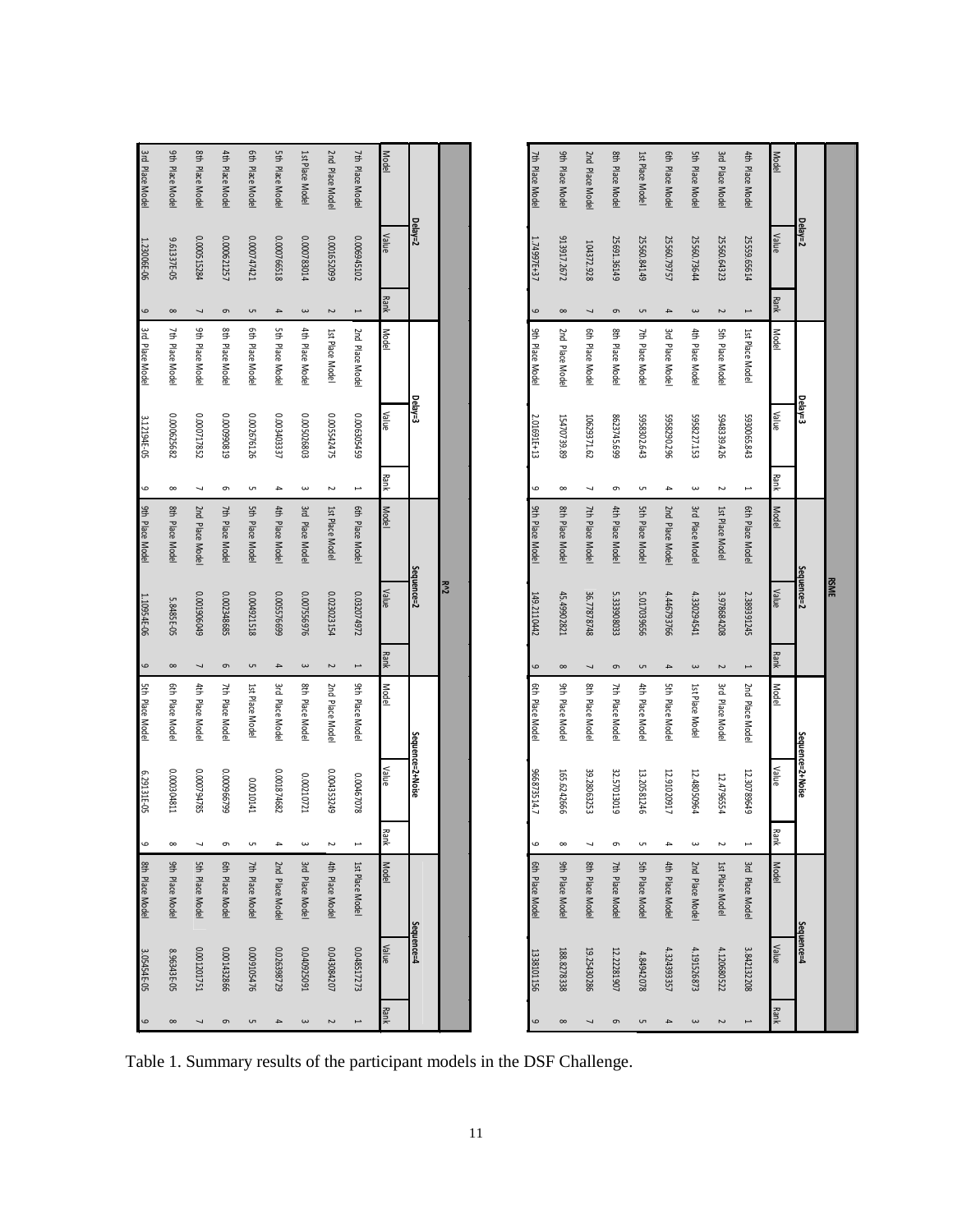| RMSE | | | | | | | | | | | | | | |
|---|---|---|---|---|---|---|---|---|---|---|---|---|---|---|
| Delay=2 | | | Delay=3 | | | Sequence=2 | | | Sequence=2+Noise | | | Sequence=4 | | |
| Model | Value | Rank | Model | Value | Rank | Model | Value | Rank | Model | Value | Rank | Model | Value | Rank |
| 4th Place Model | 25559.65614 | 1 | 1st Place Model | 5930065.843 | 1 | 6th Place Model | 2.385391245 | 1 | 2nd Place Model | 12.30789649 | 1 | 3rd Place Model | 3.842132208 | 1 |
| 3rd Place Model | 25560.64323 | 2 | 5th Place Model | 5948139.426 | 2 | 1st Place Model | 3.978684208 | 2 | 3rd Place Model | 12.4796554 | 2 | 1st Place Model | 4.120680522 | 2 |
| 5th Place Model | 25560.73644 | 3 | 4th Place Model | 5958227.153 | 3 | 3rd Place Model | 4.330294541 | 3 | 1st Place Model | 12.48050964 | 3 | 2nd Place Model | 4.191526873 | 3 |
| 6th Place Model | 25560.79757 | 4 | 3rd Place Model | 5958290.296 | 4 | 2nd Place Model | 4.446793766 | 4 | 5th Place Model | 12.91020917 | 4 | 4th Place Model | 4.324393357 | 4 |
| 1st Place Model | 25560.84149 | 5 | 7th Place Model | 5958302.643 | 5 | 5th Place Model | 5.017033656 | 5 | 4th Place Model | 13.20581246 | 5 | 5th Place Model | 4.84942078 | 5 |
| 8th Place Model | 25691.36149 | 6 | 8th Place Model | 8623745.699 | 6 | 4th Place Model | 5.333908033 | 6 | 7th Place Model | 32.57013019 | 6 | 7th Place Model | 12.22281907 | 6 |
| 2nd Place Model | 104372.928 | 7 | 6th Place Model | 10629371.62 | 7 | 7th Place Model | 36.77878748 | 7 | 8th Place Model | 39.28063253 | 7 | 8th Place Model | 19.25430286 | 7 |
| 9th Place Model | 913917.2672 | 8 | 2nd Place Model | 15470739.89 | 8 | 8th Place Model | 45.49902821 | 8 | 9th Place Model | 165.6242666 | 8 | 9th Place Model | 188.8278338 | 8 |
| 7th Place Model | 1.74997E+37 | 9 | 9th Place Model | 2.01691E+13 | 9 | 9th Place Model | 149.2110442 | 9 | 6th Place Model | 966873514.7 | 9 | 6th Place Model | 1338101.56 | 9 |

| $R^2$ | | | | | | | | | | | | | | |
|---|---|---|---|---|---|---|---|---|---|---|---|---|---|---|
| Delay=2 | | | Delay=3 | | | Sequence=2 | | | Sequence=2+Noise | | | Sequence=4 | | |
| Model | Value | Rank | Model | Value | Rank | Model | Value | Rank | Model | Value | Rank | Model | Value | Rank |
| 7th Place Model | 0.006945102 | 1 | 2nd Place Model | 0.006305459 | 1 | 6th Place Model | 0.032074972 | 1 | 9th Place Model | 0.00467078 | 1 | 1st Place Model | 0.048517273 | 1 |
| 2nd Place Model | 0.001652099 | 2 | 1st Place Model | 0.005542475 | 2 | 1st Place Model | 0.023023154 | 2 | 2nd Place Model | 0.004353249 | 2 | 4th Place Model | 0.043084207 | 2 |
| 1st Place Model | 0.000783014 | 3 | 4th Place Model | 0.005026803 | 3 | 3rd Place Model | 0.007556976 | 3 | 8th Place Model | 0.00210721 | 3 | 3rd Place Model | 0.040925091 | 3 |
| 5th Place Model | 0.000766518 | 4 | 5th Place Model | 0.003403337 | 4 | 4th Place Model | 0.005576699 | 4 | 3rd Place Model | 0.001874682 | 4 | 2nd Place Model | 0.026398729 | 4 |
| 6th Place Model | 0.000747421 | 5 | 6th Place Model | 0.002676126 | 5 | 5th Place Model | 0.004921518 | 5 | 1st Place Model | 0.0010141 | 5 | 7th Place Model | 0.009105476 | 5 |
| 4th Place Model | 0.000621257 | 6 | 8th Place Model | 0.000908019 | 6 | 7th Place Model | 0.002348685 | 6 | 7th Place Model | 0.000966799 | 6 | 6th Place Model | 0.001432866 | 6 |
| 8th Place Model | 0.000515284 | 7 | 9th Place Model | 0.000717852 | 7 | 2nd Place Model | 0.001906049 | 7 | 4th Place Model | 0.000794785 | 7 | 5th Place Model | 0.001201751 | 7 |
| 9th Place Model | 9.61337E-05 | 8 | 7th Place Model | 0.000625682 | 8 | 8th Place Model | 5.8485E-05 | 8 | 6th Place Model | 0.000304811 | 8 | 9th Place Model | 8.96343E-05 | 8 |
| 3rd Place Model | 1.23006E-06 | 9 | 3rd Place Model | 3.12194E-05 | 9 | 9th Place Model | 1.10954E-06 | 9 | 5th Place Model | 6.29131E-05 | 9 | 8th Place Model | 3.05454E-05 | 9 |

Table 1. Summary results of the participant models in the DSF Challenge.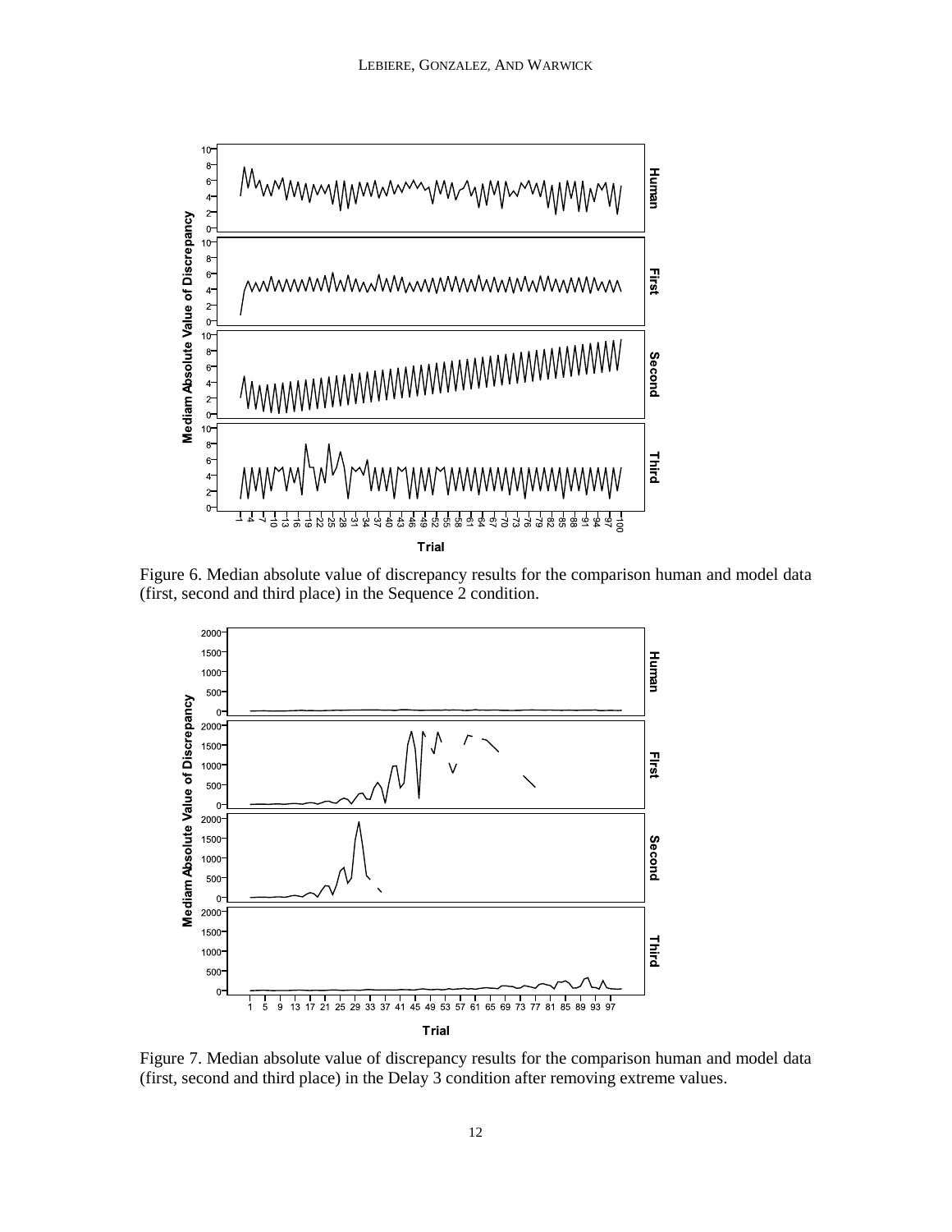Figure 6. Median absolute value of discrepancy results for the comparison human and model data (first, second and third place) in the Sequence 2 condition.

Figure 7. Median absolute value of discrepancy results for the comparison human and model data (first, second and third place) in the Delay 3 condition after removing extreme values.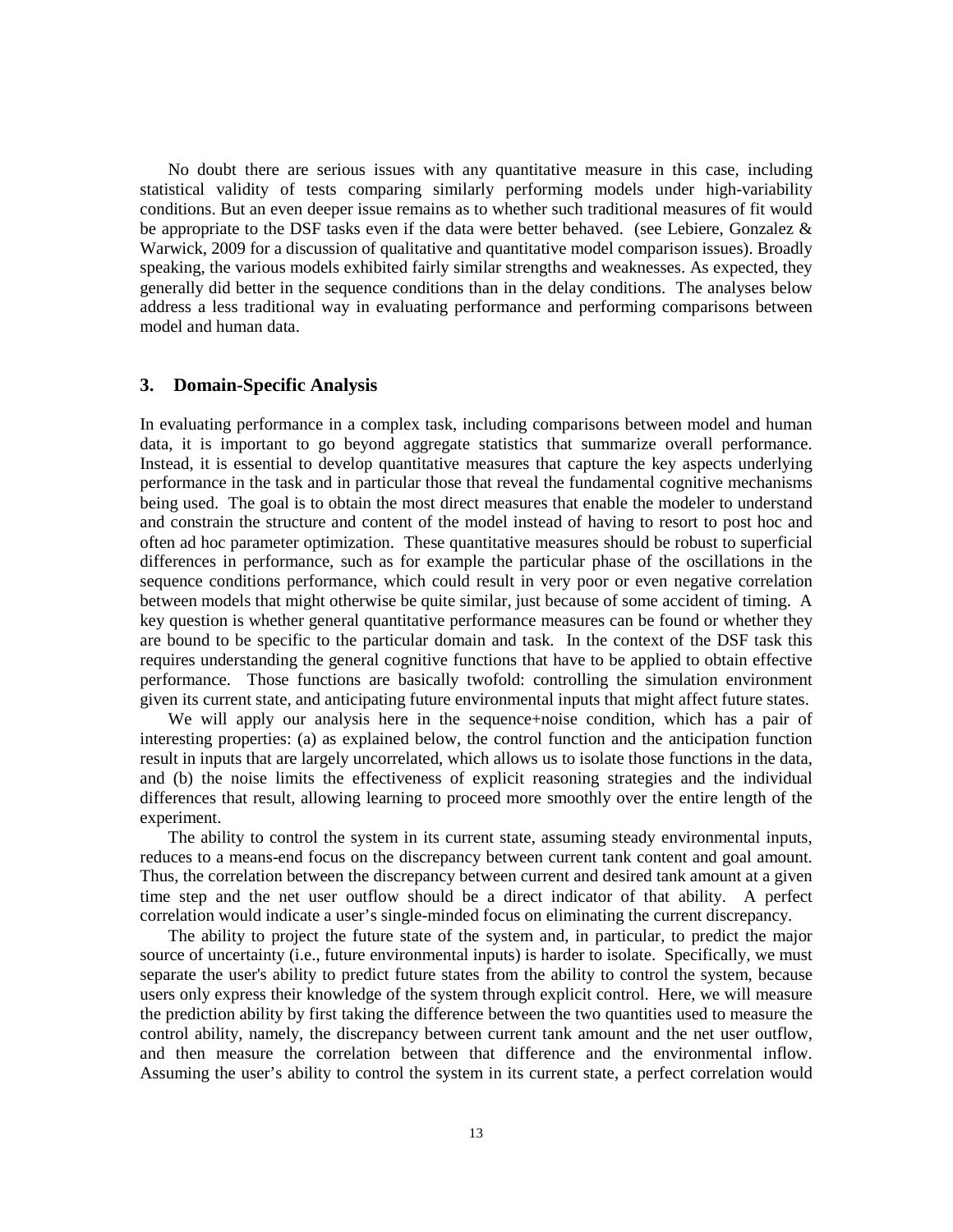No doubt there are serious issues with any quantitative measure in this case, including statistical validity of tests comparing similarly performing models under high-variability conditions. But an even deeper issue remains as to whether such traditional measures of fit would be appropriate to the DSF tasks even if the data were better behaved. (see Lebiere, Gonzalez & Warwick, 2009 for a discussion of qualitative and quantitative model comparison issues). Broadly speaking, the various models exhibited fairly similar strengths and weaknesses. As expected, they generally did better in the sequence conditions than in the delay conditions. The analyses below address a less traditional way in evaluating performance and performing comparisons between model and human data.

## 3. Domain-Specific Analysis

In evaluating performance in a complex task, including comparisons between model and human data, it is important to go beyond aggregate statistics that summarize overall performance. Instead, it is essential to develop quantitative measures that capture the key aspects underlying performance in the task and in particular those that reveal the fundamental cognitive mechanisms being used. The goal is to obtain the most direct measures that enable the modeler to understand and constrain the structure and content of the model instead of having to resort to post hoc and often ad hoc parameter optimization. These quantitative measures should be robust to superficial differences in performance, such as for example the particular phase of the oscillations in the sequence conditions performance, which could result in very poor or even negative correlation between models that might otherwise be quite similar, just because of some accident of timing. A key question is whether general quantitative performance measures can be found or whether they are bound to be specific to the particular domain and task. In the context of the DSF task this requires understanding the general cognitive functions that have to be applied to obtain effective performance. Those functions are basically twofold: controlling the simulation environment given its current state, and anticipating future environmental inputs that might affect future states.

We will apply our analysis here in the sequence+noise condition, which has a pair of interesting properties: (a) as explained below, the control function and the anticipation function result in inputs that are largely uncorrelated, which allows us to isolate those functions in the data, and (b) the noise limits the effectiveness of explicit reasoning strategies and the individual differences that result, allowing learning to proceed more smoothly over the entire length of the experiment.

The ability to control the system in its current state, assuming steady environmental inputs, reduces to a means-end focus on the discrepancy between current tank content and goal amount. Thus, the correlation between the discrepancy between current and desired tank amount at a given time step and the net user outflow should be a direct indicator of that ability. A perfect correlation would indicate a user's single-minded focus on eliminating the current discrepancy.

The ability to project the future state of the system and, in particular, to predict the major source of uncertainty (i.e., future environmental inputs) is harder to isolate. Specifically, we must separate the user's ability to predict future states from the ability to control the system, because users only express their knowledge of the system through explicit control. Here, we will measure the prediction ability by first taking the difference between the two quantities used to measure the control ability, namely, the discrepancy between current tank amount and the net user outflow, and then measure the correlation between that difference and the environmental inflow. Assuming the user's ability to control the system in its current state, a perfect correlation would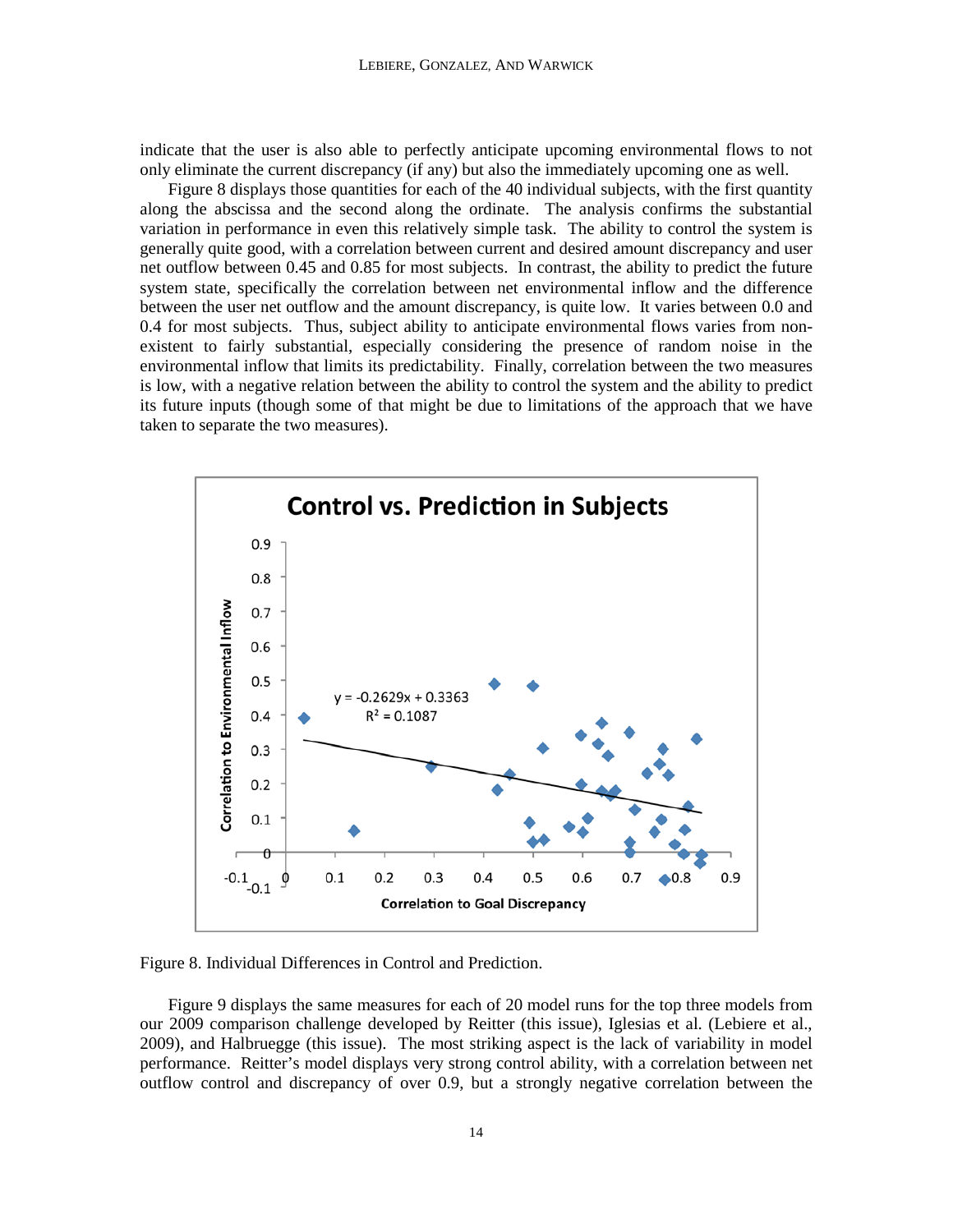indicate that the user is also able to perfectly anticipate upcoming environmental flows to not only eliminate the current discrepancy (if any) but also the immediately upcoming one as well.

Figure 8 displays those quantities for each of the 40 individual subjects, with the first quantity along the abscissa and the second along the ordinate. The analysis confirms the substantial variation in performance in even this relatively simple task. The ability to control the system is generally quite good, with a correlation between current and desired amount discrepancy and user net outflow between 0.45 and 0.85 for most subjects. In contrast, the ability to predict the future system state, specifically the correlation between net environmental inflow and the difference between the user net outflow and the amount discrepancy, is quite low. It varies between 0.0 and 0.4 for most subjects. Thus, subject ability to anticipate environmental flows varies from non-existent to fairly substantial, especially considering the presence of random noise in the environmental inflow that limits its predictability. Finally, correlation between the two measures is low, with a negative relation between the ability to control the system and the ability to predict its future inputs (though some of that might be due to limitations of the approach that we have taken to separate the two measures).

Figure 8. Individual Differences in Control and Prediction.

Figure 9 displays the same measures for each of 20 model runs for the top three models from our 2009 comparison challenge developed by Reitter (this issue), Iglesias et al. (Lebiere et al., 2009), and Halbruegge (this issue). The most striking aspect is the lack of variability in model performance. Reitter's model displays very strong control ability, with a correlation between net outflow control and discrepancy of over 0.9, but a strongly negative correlation between the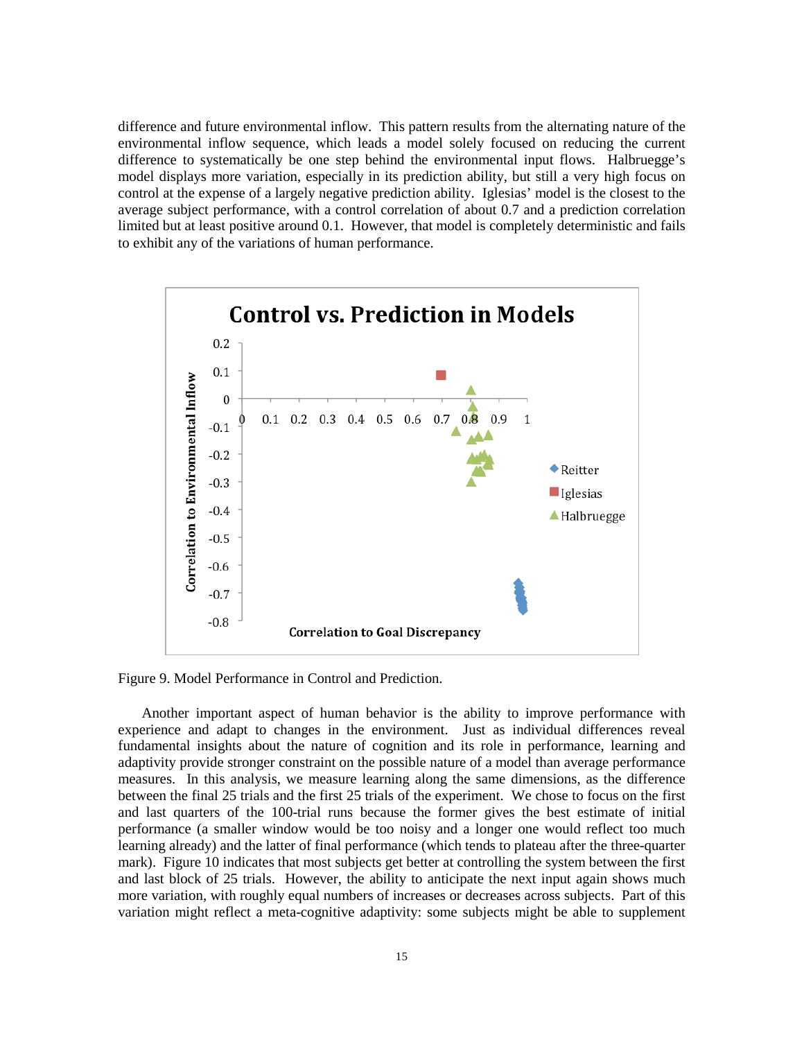difference and future environmental inflow. This pattern results from the alternating nature of the environmental inflow sequence, which leads a model solely focused on reducing the current difference to systematically be one step behind the environmental input flows. Halbruegge's model displays more variation, especially in its prediction ability, but still a very high focus on control at the expense of a largely negative prediction ability. Iglesias' model is the closest to the average subject performance, with a control correlation of about 0.7 and a prediction correlation limited but at least positive around 0.1. However, that model is completely deterministic and fails to exhibit any of the variations of human performance.

Figure 9. Model Performance in Control and Prediction.

Another important aspect of human behavior is the ability to improve performance with experience and adapt to changes in the environment. Just as individual differences reveal fundamental insights about the nature of cognition and its role in performance, learning and adaptivity provide stronger constraint on the possible nature of a model than average performance measures. In this analysis, we measure learning along the same dimensions, as the difference between the final 25 trials and the first 25 trials of the experiment. We chose to focus on the first and last quarters of the 100-trial runs because the former gives the best estimate of initial performance (a smaller window would be too noisy and a longer one would reflect too much learning already) and the latter of final performance (which tends to plateau after the three-quarter mark). Figure 10 indicates that most subjects get better at controlling the system between the first and last block of 25 trials. However, the ability to anticipate the next input again shows much more variation, with roughly equal numbers of increases or decreases across subjects. Part of this variation might reflect a meta-cognitive adaptivity: some subjects might be able to supplement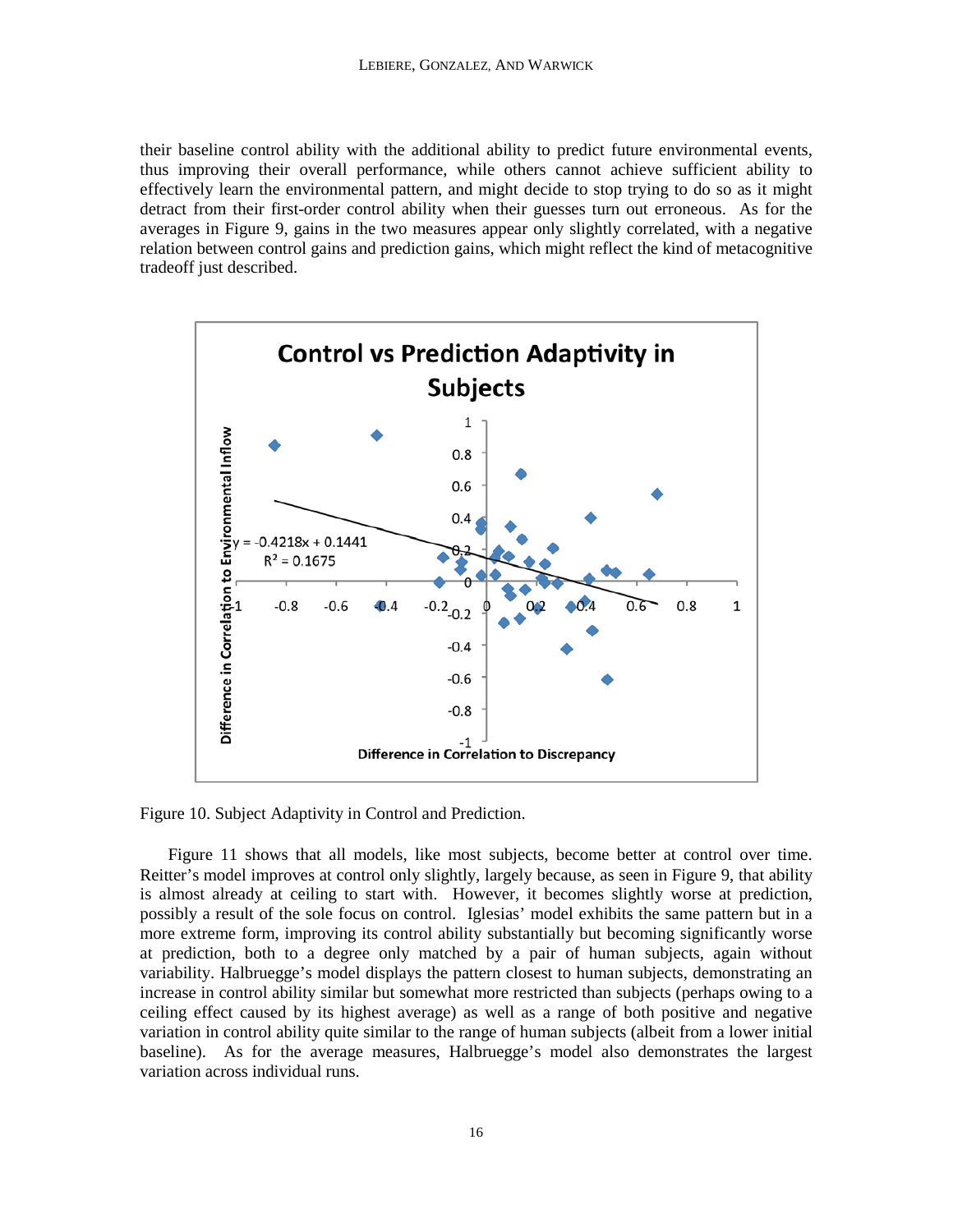their baseline control ability with the additional ability to predict future environmental events, thus improving their overall performance, while others cannot achieve sufficient ability to effectively learn the environmental pattern, and might decide to stop trying to do so as it might detract from their first-order control ability when their guesses turn out erroneous. As for the averages in Figure 9, gains in the two measures appear only slightly correlated, with a negative relation between control gains and prediction gains, which might reflect the kind of metacognitive tradeoff just described.

Figure 10. Subject Adaptivity in Control and Prediction.

Figure 11 shows that all models, like most subjects, become better at control over time. Reitter's model improves at control only slightly, largely because, as seen in Figure 9, that ability is almost already at ceiling to start with. However, it becomes slightly worse at prediction, possibly a result of the sole focus on control. Iglesias' model exhibits the same pattern but in a more extreme form, improving its control ability substantially but becoming significantly worse at prediction, both to a degree only matched by a pair of human subjects, again without variability. Halbruegge's model displays the pattern closest to human subjects, demonstrating an increase in control ability similar but somewhat more restricted than subjects (perhaps owing to a ceiling effect caused by its highest average) as well as a range of both positive and negative variation in control ability quite similar to the range of human subjects (albeit from a lower initial baseline). As for the average measures, Halbruegge's model also demonstrates the largest variation across individual runs.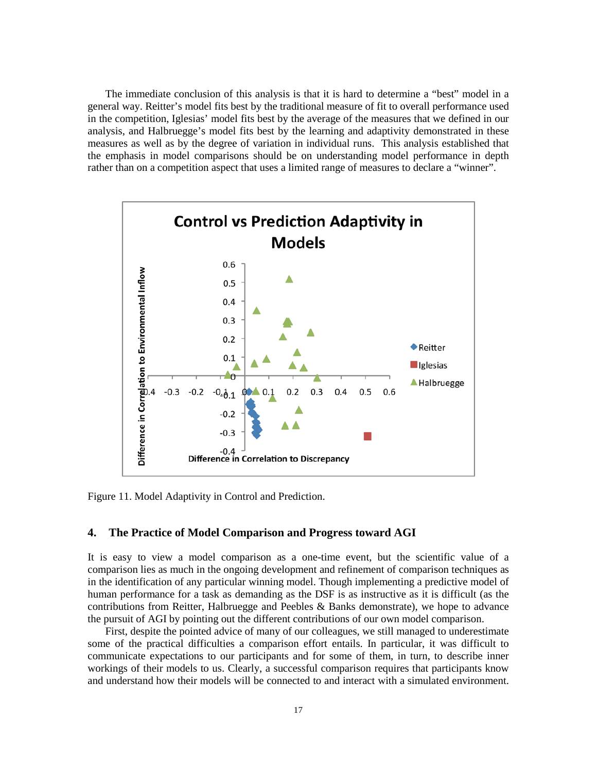The immediate conclusion of this analysis is that it is hard to determine a "best" model in a general way. Reitter's model fits best by the traditional measure of fit to overall performance used in the competition, Iglesias' model fits best by the average of the measures that we defined in our analysis, and Halbruegge's model fits best by the learning and adaptivity demonstrated in these measures as well as by the degree of variation in individual runs. This analysis established that the emphasis in model comparisons should be on understanding model performance in depth rather than on a competition aspect that uses a limited range of measures to declare a "winner".

Figure 11. Model Adaptivity in Control and Prediction.

## 4. The Practice of Model Comparison and Progress toward AGI

It is easy to view a model comparison as a one-time event, but the scientific value of a comparison lies as much in the ongoing development and refinement of comparison techniques as in the identification of any particular winning model. Though implementing a predictive model of human performance for a task as demanding as the DSF is as instructive as it is difficult (as the contributions from Reitter, Halbruegge and Peebles & Banks demonstrate), we hope to advance the pursuit of AGI by pointing out the different contributions of our own model comparison.

First, despite the pointed advice of many of our colleagues, we still managed to underestimate some of the practical difficulties a comparison effort entails. In particular, it was difficult to communicate expectations to our participants and for some of them, in turn, to describe inner workings of their models to us. Clearly, a successful comparison requires that participants know and understand how their models will be connected to and interact with a simulated environment.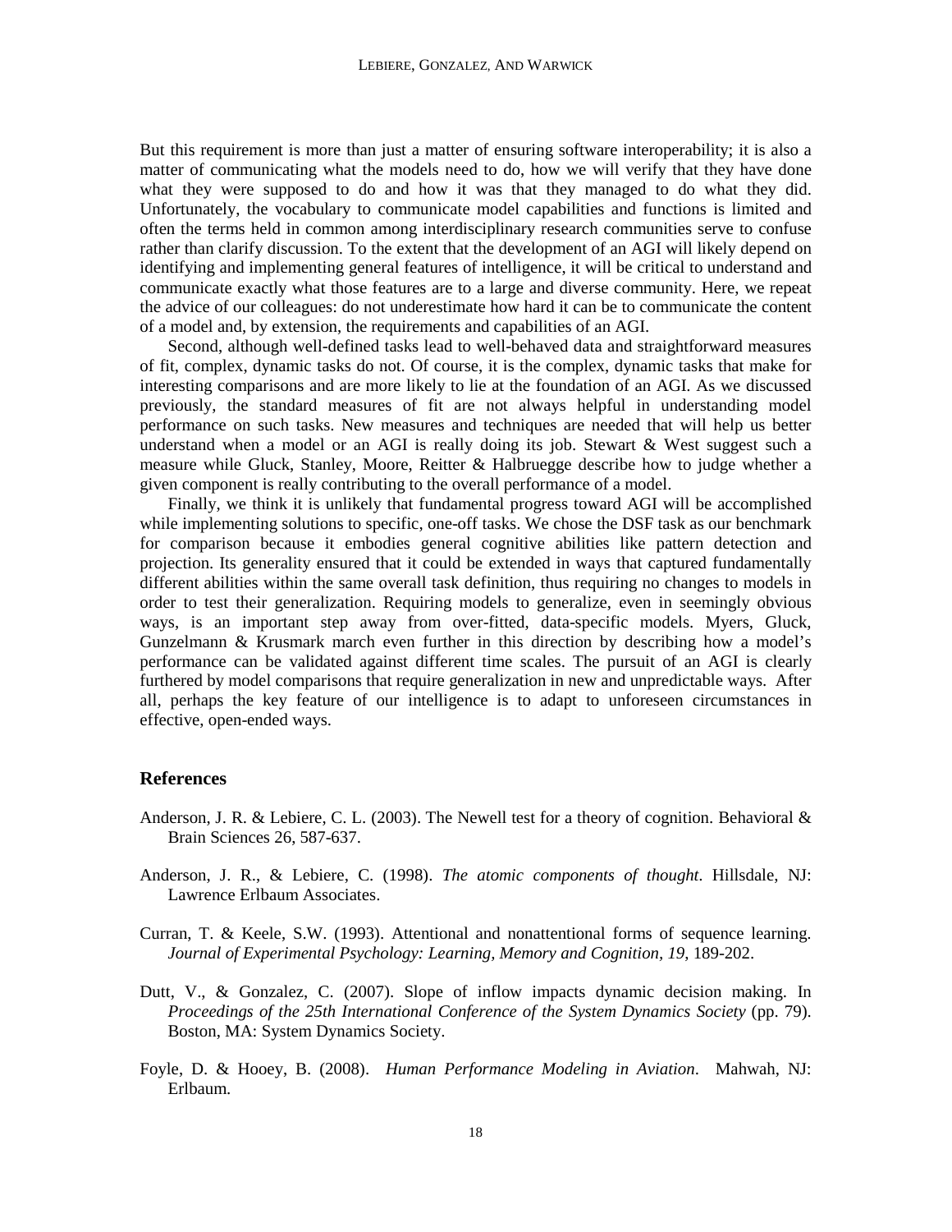But this requirement is more than just a matter of ensuring software interoperability; it is also a matter of communicating what the models need to do, how we will verify that they have done what they were supposed to do and how it was that they managed to do what they did. Unfortunately, the vocabulary to communicate model capabilities and functions is limited and often the terms held in common among interdisciplinary research communities serve to confuse rather than clarify discussion. To the extent that the development of an AGI will likely depend on identifying and implementing general features of intelligence, it will be critical to understand and communicate exactly what those features are to a large and diverse community. Here, we repeat the advice of our colleagues: do not underestimate how hard it can be to communicate the content of a model and, by extension, the requirements and capabilities of an AGI.

Second, although well-defined tasks lead to well-behaved data and straightforward measures of fit, complex, dynamic tasks do not. Of course, it is the complex, dynamic tasks that make for interesting comparisons and are more likely to lie at the foundation of an AGI. As we discussed previously, the standard measures of fit are not always helpful in understanding model performance on such tasks. New measures and techniques are needed that will help us better understand when a model or an AGI is really doing its job. Stewart & West suggest such a measure while Gluck, Stanley, Moore, Reitter & Halbruegge describe how to judge whether a given component is really contributing to the overall performance of a model.

Finally, we think it is unlikely that fundamental progress toward AGI will be accomplished while implementing solutions to specific, one-off tasks. We chose the DSF task as our benchmark for comparison because it embodies general cognitive abilities like pattern detection and projection. Its generality ensured that it could be extended in ways that captured fundamentally different abilities within the same overall task definition, thus requiring no changes to models in order to test their generalization. Requiring models to generalize, even in seemingly obvious ways, is an important step away from over-fitted, data-specific models. Myers, Gluck, Gunzelmann & Krusmark march even further in this direction by describing how a model's performance can be validated against different time scales. The pursuit of an AGI is clearly furthered by model comparisons that require generalization in new and unpredictable ways. After all, perhaps the key feature of our intelligence is to adapt to unforeseen circumstances in effective, open-ended ways.

## References

Anderson, J. R. & Lebiere, C. L. (2003). The Newell test for a theory of cognition. Behavioral & Brain Sciences 26, 587-637.

Anderson, J. R., & Lebiere, C. (1998). *The atomic components of thought*. Hillsdale, NJ: Lawrence Erlbaum Associates.

Curran, T. & Keele, S.W. (1993). Attentional and nonattentional forms of sequence learning. *Journal of Experimental Psychology: Learning, Memory and Cognition, 19*, 189-202.

Dutt, V., & Gonzalez, C. (2007). Slope of inflow impacts dynamic decision making. In *Proceedings of the 25th International Conference of the System Dynamics Society* (pp. 79). Boston, MA: System Dynamics Society.

Foyle, D. & Hooey, B. (2008). *Human Performance Modeling in Aviation*. Mahwah, NJ: Erlbaum.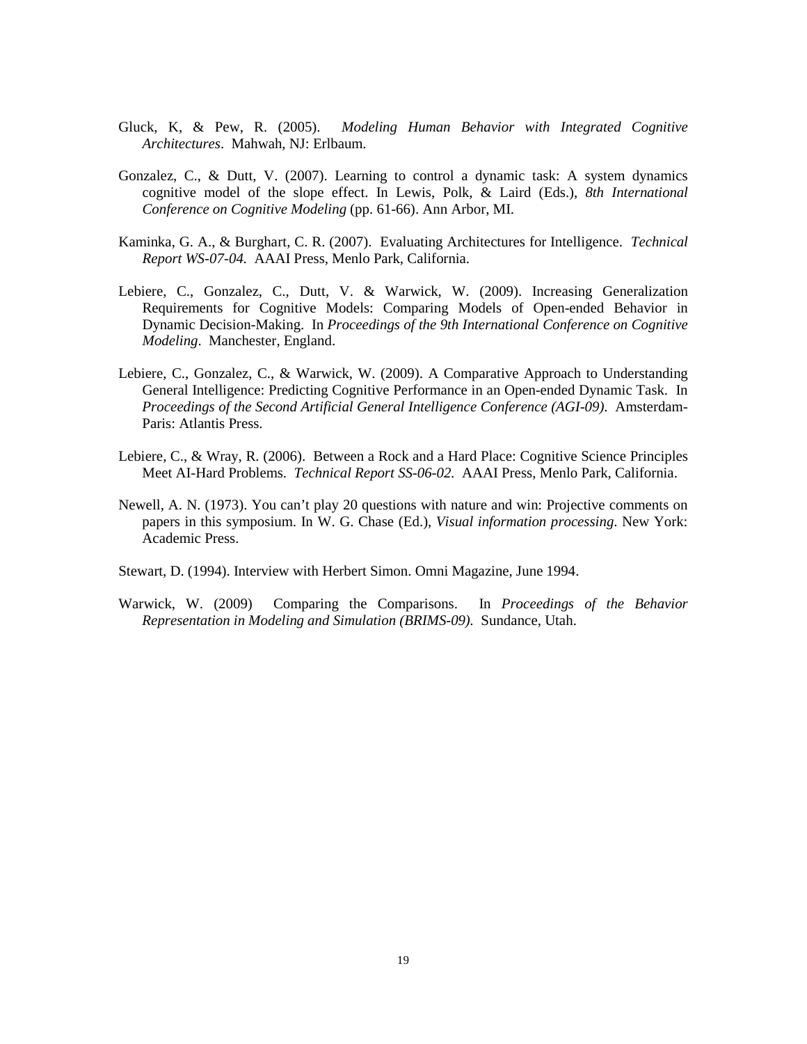Gluck, K, & Pew, R. (2005). *Modeling Human Behavior with Integrated Cognitive Architectures*. Mahwah, NJ: Erlbaum.

Gonzalez, C., & Dutt, V. (2007). Learning to control a dynamic task: A system dynamics cognitive model of the slope effect. In Lewis, Polk, & Laird (Eds.), *8th International Conference on Cognitive Modeling* (pp. 61-66). Ann Arbor, MI.

Kaminka, G. A., & Burghart, C. R. (2007). Evaluating Architectures for Intelligence. *Technical Report WS-07-04.* AAAI Press, Menlo Park, California.

Lebiere, C., Gonzalez, C., Dutt, V. & Warwick, W. (2009). Increasing Generalization Requirements for Cognitive Models: Comparing Models of Open-ended Behavior in Dynamic Decision-Making. In *Proceedings of the 9th International Conference on Cognitive Modeling*. Manchester, England.

Lebiere, C., Gonzalez, C., & Warwick, W. (2009). A Comparative Approach to Understanding General Intelligence: Predicting Cognitive Performance in an Open-ended Dynamic Task. In *Proceedings of the Second Artificial General Intelligence Conference (AGI-09)*. Amsterdam-Paris: Atlantis Press.

Lebiere, C., & Wray, R. (2006). Between a Rock and a Hard Place: Cognitive Science Principles Meet AI-Hard Problems. *Technical Report SS-06-02.* AAAI Press, Menlo Park, California.

Newell, A. N. (1973). You can't play 20 questions with nature and win: Projective comments on papers in this symposium. In W. G. Chase (Ed.), *Visual information processing*. New York: Academic Press.

Stewart, D. (1994). Interview with Herbert Simon. Omni Magazine, June 1994.

Warwick, W. (2009) Comparing the Comparisons. In *Proceedings of the Behavior Representation in Modeling and Simulation (BRIMS-09).* Sundance, Utah.